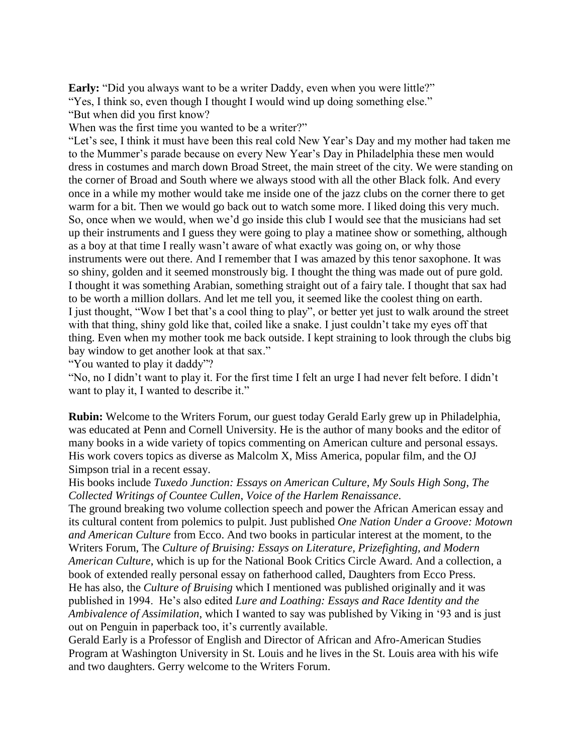**Early:** "Did you always want to be a writer Daddy, even when you were little?"
"Yes, I think so, even though I thought I would wind up doing something else."
"But when did you first know?
When was the first time you wanted to be a writer?"
"Let's see, I think it must have been this real cold New Year's Day and my mother had taken me to the Mummer's parade because on every New Year's Day in Philadelphia these men would dress in costumes and march down Broad Street, the main street of the city. We were standing on the corner of Broad and South where we always stood with all the other Black folk. And every once in a while my mother would take me inside one of the jazz clubs on the corner there to get warm for a bit. Then we would go back out to watch some more. I liked doing this very much. So, once when we would, when we'd go inside this club I would see that the musicians had set up their instruments and I guess they were going to play a matinee show or something, although as a boy at that time I really wasn't aware of what exactly was going on, or why those instruments were out there. And I remember that I was amazed by this tenor saxophone. It was so shiny, golden and it seemed monstrously big. I thought the thing was made out of pure gold. I thought it was something Arabian, something straight out of a fairy tale. I thought that sax had to be worth a million dollars. And let me tell you, it seemed like the coolest thing on earth. I just thought, "Wow I bet that's a cool thing to play", or better yet just to walk around the street with that thing, shiny gold like that, coiled like a snake. I just couldn't take my eyes off that thing. Even when my mother took me back outside. I kept straining to look through the clubs big bay window to get another look at that sax."
"You wanted to play it daddy"?
"No, no I didn't want to play it. For the first time I felt an urge I had never felt before. I didn't want to play it, I wanted to describe it."

**Rubin:** Welcome to the Writers Forum, our guest today Gerald Early grew up in Philadelphia, was educated at Penn and Cornell University. He is the author of many books and the editor of many books in a wide variety of topics commenting on American culture and personal essays. His work covers topics as diverse as Malcolm X, Miss America, popular film, and the OJ Simpson trial in a recent essay.
His books include *Tuxedo Junction: Essays on American Culture*, *My Souls High Song, The Collected Writings of Countee Cullen*, *Voice of the Harlem Renaissance*.
The ground breaking two volume collection speech and power the African American essay and its cultural content from polemics to pulpit. Just published *One Nation Under a Groove: Motown and American Culture* from Ecco. And two books in particular interest at the moment, to the Writers Forum, The *Culture of Bruising: Essays on Literature, Prizefighting, and Modern American Culture*, which is up for the National Book Critics Circle Award. And a collection, a book of extended really personal essay on fatherhood called, Daughters from Ecco Press.
He has also, the *Culture of Bruising* which I mentioned was published originally and it was published in 1994. He's also edited *Lure and Loathing: Essays and Race Identity and the Ambivalence of Assimilation*, which I wanted to say was published by Viking in '93 and is just out on Penguin in paperback too, it's currently available.
Gerald Early is a Professor of English and Director of African and Afro-American Studies Program at Washington University in St. Louis and he lives in the St. Louis area with his wife and two daughters. Gerry welcome to the Writers Forum.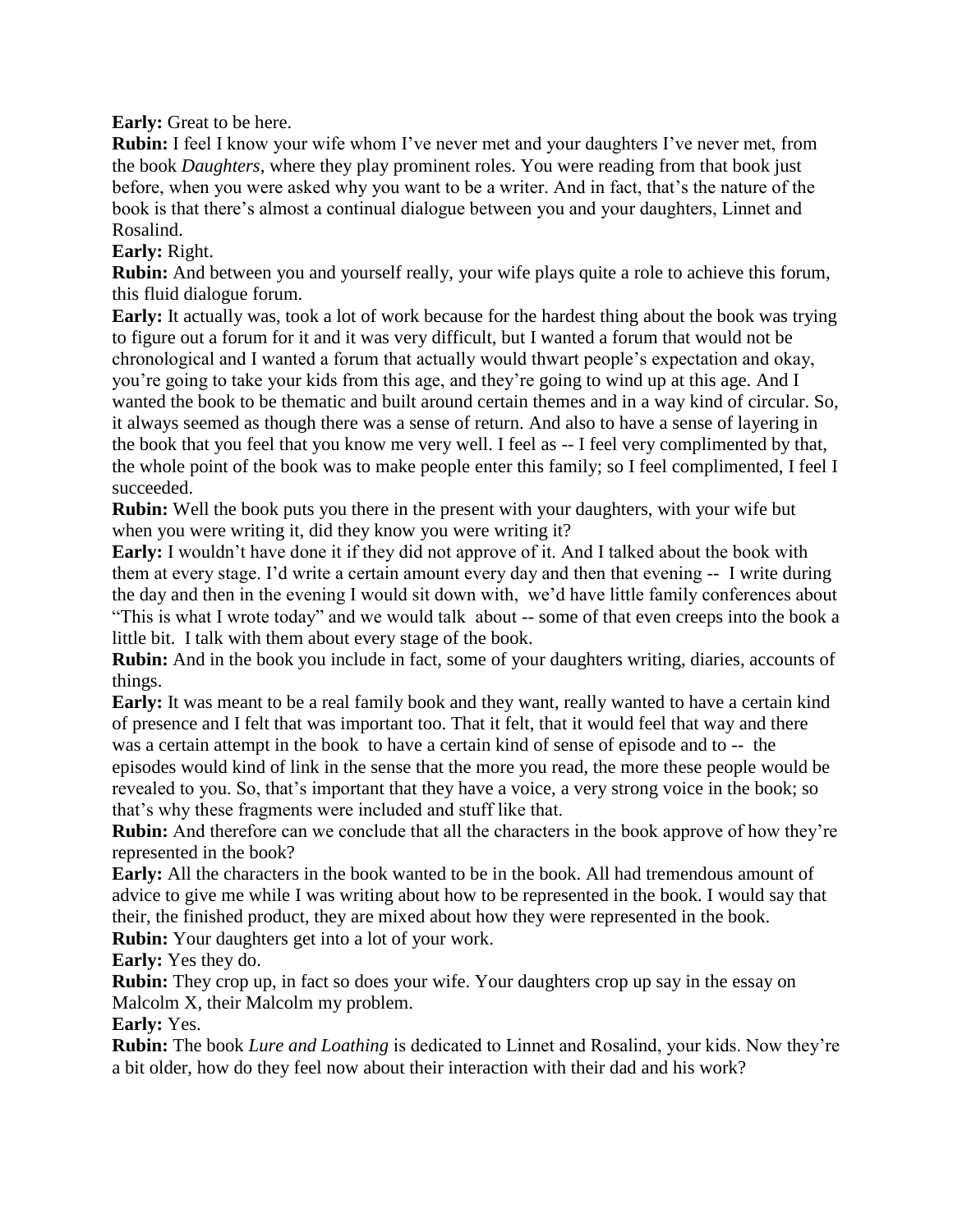**Early:** Great to be here.

**Rubin:** I feel I know your wife whom I've never met and your daughters I've never met, from the book *Daughters*, where they play prominent roles. You were reading from that book just before, when you were asked why you want to be a writer. And in fact, that's the nature of the book is that there's almost a continual dialogue between you and your daughters, Linnet and Rosalind.

**Early:** Right.

**Rubin:** And between you and yourself really, your wife plays quite a role to achieve this forum, this fluid dialogue forum.

**Early:** It actually was, took a lot of work because for the hardest thing about the book was trying to figure out a forum for it and it was very difficult, but I wanted a forum that would not be chronological and I wanted a forum that actually would thwart people's expectation and okay, you're going to take your kids from this age, and they're going to wind up at this age. And I wanted the book to be thematic and built around certain themes and in a way kind of circular. So, it always seemed as though there was a sense of return. And also to have a sense of layering in the book that you feel that you know me very well. I feel as -- I feel very complimented by that, the whole point of the book was to make people enter this family; so I feel complimented, I feel I succeeded.

**Rubin:** Well the book puts you there in the present with your daughters, with your wife but when you were writing it, did they know you were writing it?

**Early:** I wouldn't have done it if they did not approve of it. And I talked about the book with them at every stage. I'd write a certain amount every day and then that evening -- I write during the day and then in the evening I would sit down with, we'd have little family conferences about "This is what I wrote today" and we would talk about -- some of that even creeps into the book a little bit. I talk with them about every stage of the book.

**Rubin:** And in the book you include in fact, some of your daughters writing, diaries, accounts of things.

**Early:** It was meant to be a real family book and they want, really wanted to have a certain kind of presence and I felt that was important too. That it felt, that it would feel that way and there was a certain attempt in the book to have a certain kind of sense of episode and to -- the episodes would kind of link in the sense that the more you read, the more these people would be revealed to you. So, that's important that they have a voice, a very strong voice in the book; so that's why these fragments were included and stuff like that.

**Rubin:** And therefore can we conclude that all the characters in the book approve of how they're represented in the book?

**Early:** All the characters in the book wanted to be in the book. All had tremendous amount of advice to give me while I was writing about how to be represented in the book. I would say that their, the finished product, they are mixed about how they were represented in the book.

**Rubin:** Your daughters get into a lot of your work.

**Early:** Yes they do.

**Rubin:** They crop up, in fact so does your wife. Your daughters crop up say in the essay on Malcolm X, their Malcolm my problem.

**Early:** Yes.

**Rubin:** The book *Lure and Loathing* is dedicated to Linnet and Rosalind, your kids. Now they're a bit older, how do they feel now about their interaction with their dad and his work?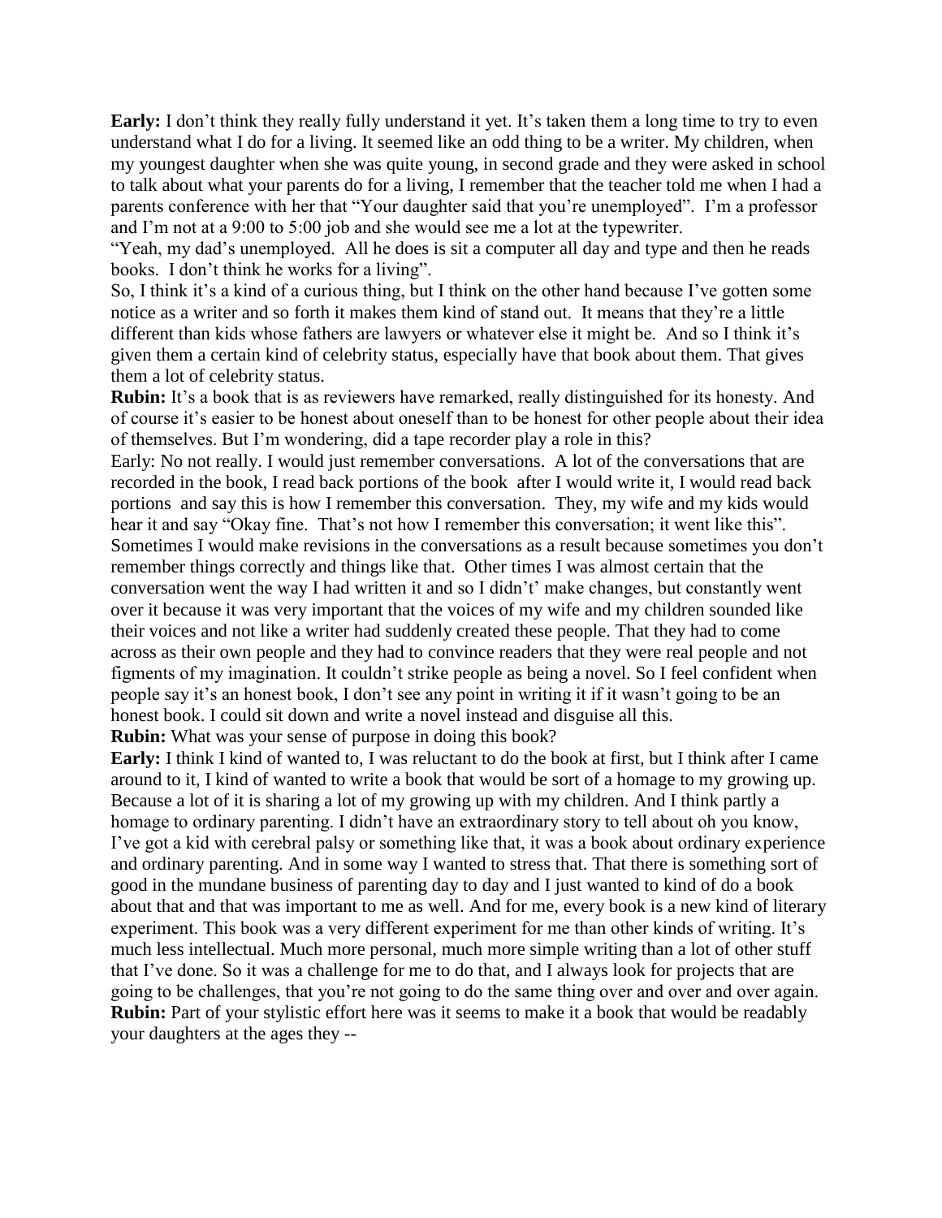**Early:** I don't think they really fully understand it yet. It's taken them a long time to try to even understand what I do for a living. It seemed like an odd thing to be a writer. My children, when my youngest daughter when she was quite young, in second grade and they were asked in school to talk about what your parents do for a living, I remember that the teacher told me when I had a parents conference with her that "Your daughter said that you're unemployed". I'm a professor and I'm not at a 9:00 to 5:00 job and she would see me a lot at the typewriter.

"Yeah, my dad's unemployed. All he does is sit a computer all day and type and then he reads books. I don't think he works for a living".

So, I think it's a kind of a curious thing, but I think on the other hand because I've gotten some notice as a writer and so forth it makes them kind of stand out. It means that they're a little different than kids whose fathers are lawyers or whatever else it might be. And so I think it's given them a certain kind of celebrity status, especially have that book about them. That gives them a lot of celebrity status.

**Rubin:** It's a book that is as reviewers have remarked, really distinguished for its honesty. And of course it's easier to be honest about oneself than to be honest for other people about their idea of themselves. But I'm wondering, did a tape recorder play a role in this?

Early: No not really. I would just remember conversations. A lot of the conversations that are recorded in the book, I read back portions of the book after I would write it, I would read back portions and say this is how I remember this conversation. They, my wife and my kids would hear it and say "Okay fine. That's not how I remember this conversation; it went like this". Sometimes I would make revisions in the conversations as a result because sometimes you don't remember things correctly and things like that. Other times I was almost certain that the conversation went the way I had written it and so I didn't' make changes, but constantly went over it because it was very important that the voices of my wife and my children sounded like their voices and not like a writer had suddenly created these people. That they had to come across as their own people and they had to convince readers that they were real people and not figments of my imagination. It couldn't strike people as being a novel. So I feel confident when people say it's an honest book, I don't see any point in writing it if it wasn't going to be an honest book. I could sit down and write a novel instead and disguise all this.

**Rubin:** What was your sense of purpose in doing this book?

**Early:** I think I kind of wanted to, I was reluctant to do the book at first, but I think after I came around to it, I kind of wanted to write a book that would be sort of a homage to my growing up. Because a lot of it is sharing a lot of my growing up with my children. And I think partly a homage to ordinary parenting. I didn't have an extraordinary story to tell about oh you know, I've got a kid with cerebral palsy or something like that, it was a book about ordinary experience and ordinary parenting. And in some way I wanted to stress that. That there is something sort of good in the mundane business of parenting day to day and I just wanted to kind of do a book about that and that was important to me as well. And for me, every book is a new kind of literary experiment. This book was a very different experiment for me than other kinds of writing. It's much less intellectual. Much more personal, much more simple writing than a lot of other stuff that I've done. So it was a challenge for me to do that, and I always look for projects that are going to be challenges, that you're not going to do the same thing over and over and over again.

**Rubin:** Part of your stylistic effort here was it seems to make it a book that would be readably your daughters at the ages they --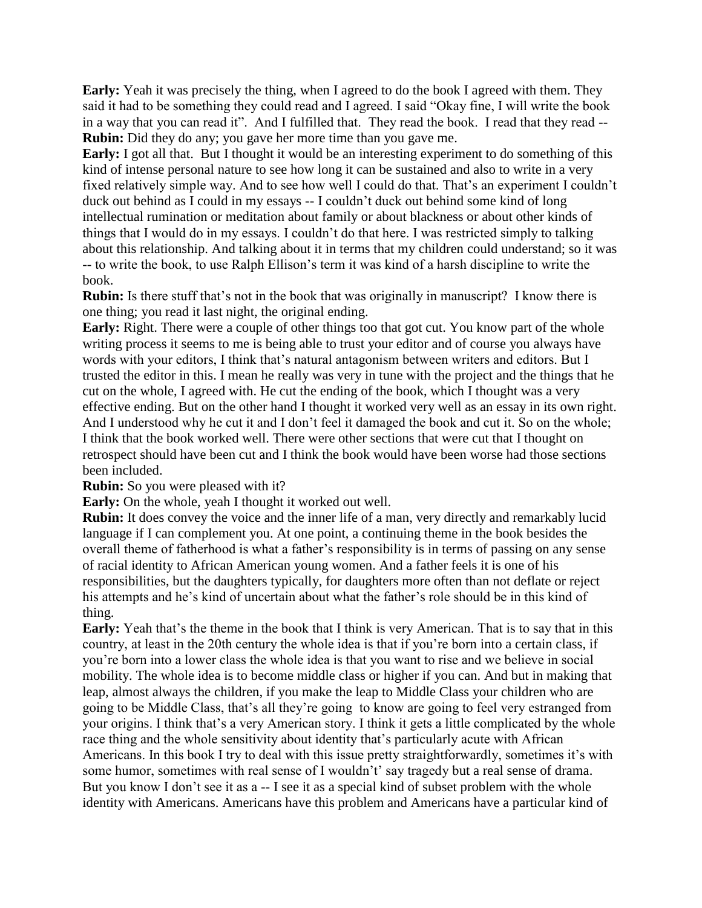**Early:** Yeah it was precisely the thing, when I agreed to do the book I agreed with them. They said it had to be something they could read and I agreed. I said "Okay fine, I will write the book in a way that you can read it". And I fulfilled that. They read the book. I read that they read --

**Rubin:** Did they do any; you gave her more time than you gave me.

**Early:** I got all that. But I thought it would be an interesting experiment to do something of this kind of intense personal nature to see how long it can be sustained and also to write in a very fixed relatively simple way. And to see how well I could do that. That's an experiment I couldn't duck out behind as I could in my essays -- I couldn't duck out behind some kind of long intellectual rumination or meditation about family or about blackness or about other kinds of things that I would do in my essays. I couldn't do that here. I was restricted simply to talking about this relationship. And talking about it in terms that my children could understand; so it was -- to write the book, to use Ralph Ellison's term it was kind of a harsh discipline to write the book.

**Rubin:** Is there stuff that's not in the book that was originally in manuscript? I know there is one thing; you read it last night, the original ending.

**Early:** Right. There were a couple of other things too that got cut. You know part of the whole writing process it seems to me is being able to trust your editor and of course you always have words with your editors, I think that's natural antagonism between writers and editors. But I trusted the editor in this. I mean he really was very in tune with the project and the things that he cut on the whole, I agreed with. He cut the ending of the book, which I thought was a very effective ending. But on the other hand I thought it worked very well as an essay in its own right. And I understood why he cut it and I don't feel it damaged the book and cut it. So on the whole; I think that the book worked well. There were other sections that were cut that I thought on retrospect should have been cut and I think the book would have been worse had those sections been included.

**Rubin:** So you were pleased with it?

**Early:** On the whole, yeah I thought it worked out well.

**Rubin:** It does convey the voice and the inner life of a man, very directly and remarkably lucid language if I can complement you. At one point, a continuing theme in the book besides the overall theme of fatherhood is what a father's responsibility is in terms of passing on any sense of racial identity to African American young women. And a father feels it is one of his responsibilities, but the daughters typically, for daughters more often than not deflate or reject his attempts and he's kind of uncertain about what the father's role should be in this kind of thing.

**Early:** Yeah that's the theme in the book that I think is very American. That is to say that in this country, at least in the 20th century the whole idea is that if you're born into a certain class, if you're born into a lower class the whole idea is that you want to rise and we believe in social mobility. The whole idea is to become middle class or higher if you can. And but in making that leap, almost always the children, if you make the leap to Middle Class your children who are going to be Middle Class, that's all they're going to know are going to feel very estranged from your origins. I think that's a very American story. I think it gets a little complicated by the whole race thing and the whole sensitivity about identity that's particularly acute with African Americans. In this book I try to deal with this issue pretty straightforwardly, sometimes it's with some humor, sometimes with real sense of I wouldn't' say tragedy but a real sense of drama. But you know I don't see it as a -- I see it as a special kind of subset problem with the whole identity with Americans. Americans have this problem and Americans have a particular kind of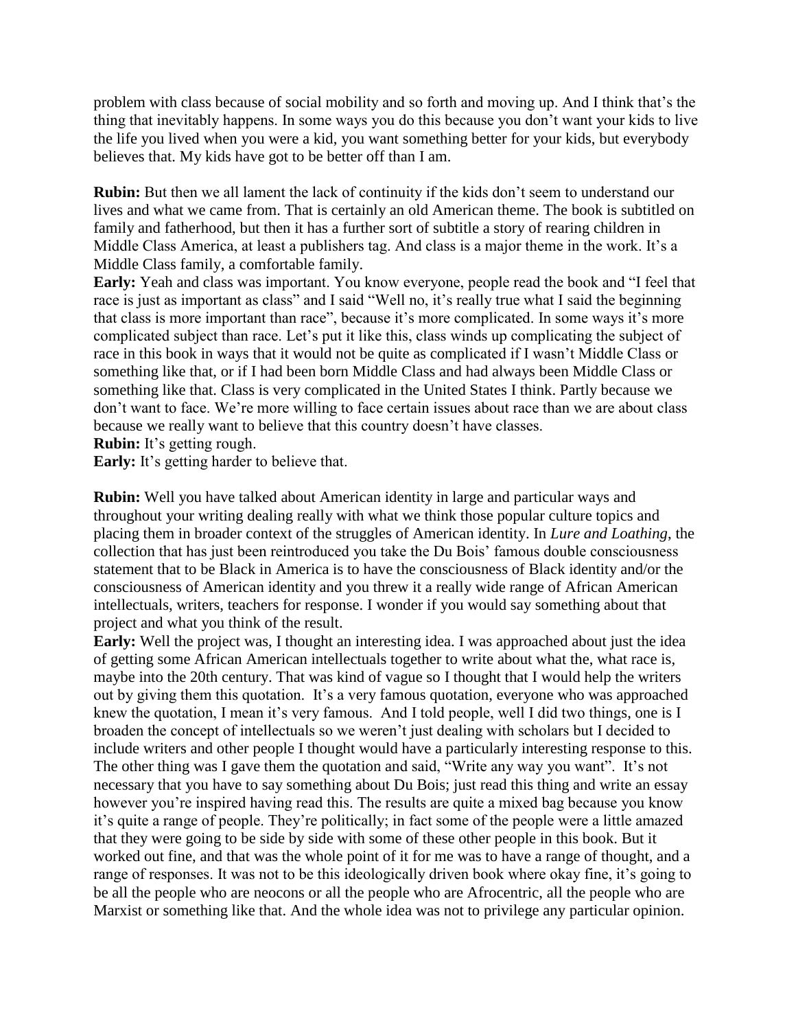problem with class because of social mobility and so forth and moving up. And I think that's the thing that inevitably happens. In some ways you do this because you don't want your kids to live the life you lived when you were a kid, you want something better for your kids, but everybody believes that. My kids have got to be better off than I am.

**Rubin:** But then we all lament the lack of continuity if the kids don't seem to understand our lives and what we came from. That is certainly an old American theme. The book is subtitled on family and fatherhood, but then it has a further sort of subtitle a story of rearing children in Middle Class America, at least a publishers tag. And class is a major theme in the work. It's a Middle Class family, a comfortable family.

**Early:** Yeah and class was important. You know everyone, people read the book and "I feel that race is just as important as class" and I said "Well no, it's really true what I said the beginning that class is more important than race", because it's more complicated. In some ways it's more complicated subject than race. Let's put it like this, class winds up complicating the subject of race in this book in ways that it would not be quite as complicated if I wasn't Middle Class or something like that, or if I had been born Middle Class and had always been Middle Class or something like that. Class is very complicated in the United States I think. Partly because we don't want to face. We're more willing to face certain issues about race than we are about class because we really want to believe that this country doesn't have classes.

**Rubin:** It's getting rough.

**Early:** It's getting harder to believe that.

**Rubin:** Well you have talked about American identity in large and particular ways and throughout your writing dealing really with what we think those popular culture topics and placing them in broader context of the struggles of American identity. In *Lure and Loathing*, the collection that has just been reintroduced you take the Du Bois' famous double consciousness statement that to be Black in America is to have the consciousness of Black identity and/or the consciousness of American identity and you threw it a really wide range of African American intellectuals, writers, teachers for response. I wonder if you would say something about that project and what you think of the result.

**Early:** Well the project was, I thought an interesting idea. I was approached about just the idea of getting some African American intellectuals together to write about what the, what race is, maybe into the 20th century. That was kind of vague so I thought that I would help the writers out by giving them this quotation. It's a very famous quotation, everyone who was approached knew the quotation, I mean it's very famous. And I told people, well I did two things, one is I broaden the concept of intellectuals so we weren't just dealing with scholars but I decided to include writers and other people I thought would have a particularly interesting response to this. The other thing was I gave them the quotation and said, "Write any way you want". It's not necessary that you have to say something about Du Bois; just read this thing and write an essay however you're inspired having read this. The results are quite a mixed bag because you know it's quite a range of people. They're politically; in fact some of the people were a little amazed that they were going to be side by side with some of these other people in this book. But it worked out fine, and that was the whole point of it for me was to have a range of thought, and a range of responses. It was not to be this ideologically driven book where okay fine, it's going to be all the people who are neocons or all the people who are Afrocentric, all the people who are Marxist or something like that. And the whole idea was not to privilege any particular opinion.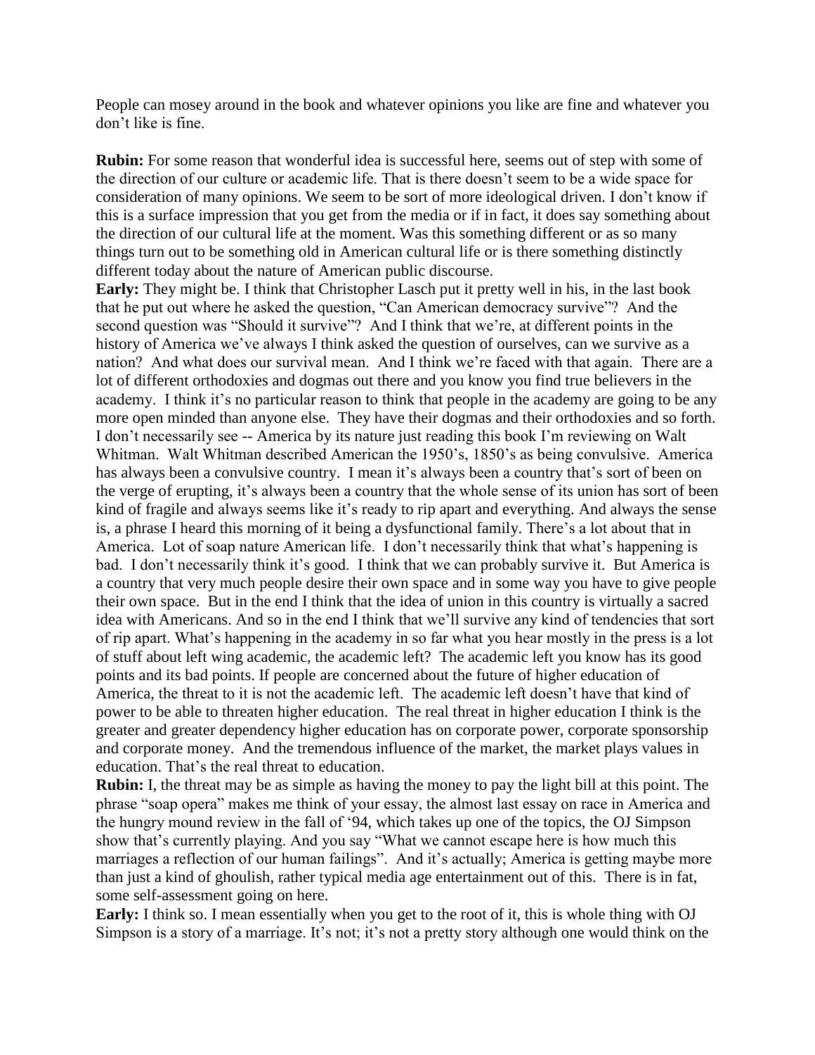People can mosey around in the book and whatever opinions you like are fine and whatever you don't like is fine.

**Rubin:** For some reason that wonderful idea is successful here, seems out of step with some of the direction of our culture or academic life. That is there doesn't seem to be a wide space for consideration of many opinions. We seem to be sort of more ideological driven. I don't know if this is a surface impression that you get from the media or if in fact, it does say something about the direction of our cultural life at the moment. Was this something different or as so many things turn out to be something old in American cultural life or is there something distinctly different today about the nature of American public discourse.

**Early:** They might be. I think that Christopher Lasch put it pretty well in his, in the last book that he put out where he asked the question, "Can American democracy survive"? And the second question was "Should it survive"? And I think that we're, at different points in the history of America we've always I think asked the question of ourselves, can we survive as a nation? And what does our survival mean. And I think we're faced with that again. There are a lot of different orthodoxies and dogmas out there and you know you find true believers in the academy. I think it's no particular reason to think that people in the academy are going to be any more open minded than anyone else. They have their dogmas and their orthodoxies and so forth. I don't necessarily see -- America by its nature just reading this book I'm reviewing on Walt Whitman. Walt Whitman described American the 1950's, 1850's as being convulsive. America has always been a convulsive country. I mean it's always been a country that's sort of been on the verge of erupting, it's always been a country that the whole sense of its union has sort of been kind of fragile and always seems like it's ready to rip apart and everything. And always the sense is, a phrase I heard this morning of it being a dysfunctional family. There's a lot about that in America. Lot of soap nature American life. I don't necessarily think that what's happening is bad. I don't necessarily think it's good. I think that we can probably survive it. But America is a country that very much people desire their own space and in some way you have to give people their own space. But in the end I think that the idea of union in this country is virtually a sacred idea with Americans. And so in the end I think that we'll survive any kind of tendencies that sort of rip apart. What's happening in the academy in so far what you hear mostly in the press is a lot of stuff about left wing academic, the academic left? The academic left you know has its good points and its bad points. If people are concerned about the future of higher education of America, the threat to it is not the academic left. The academic left doesn't have that kind of power to be able to threaten higher education. The real threat in higher education I think is the greater and greater dependency higher education has on corporate power, corporate sponsorship and corporate money. And the tremendous influence of the market, the market plays values in education. That's the real threat to education.

**Rubin:** I, the threat may be as simple as having the money to pay the light bill at this point. The phrase "soap opera" makes me think of your essay, the almost last essay on race in America and the hungry mound review in the fall of '94, which takes up one of the topics, the OJ Simpson show that's currently playing. And you say "What we cannot escape here is how much this marriages a reflection of our human failings". And it's actually; America is getting maybe more than just a kind of ghoulish, rather typical media age entertainment out of this. There is in fat, some self-assessment going on here.

**Early:** I think so. I mean essentially when you get to the root of it, this is whole thing with OJ Simpson is a story of a marriage. It's not; it's not a pretty story although one would think on the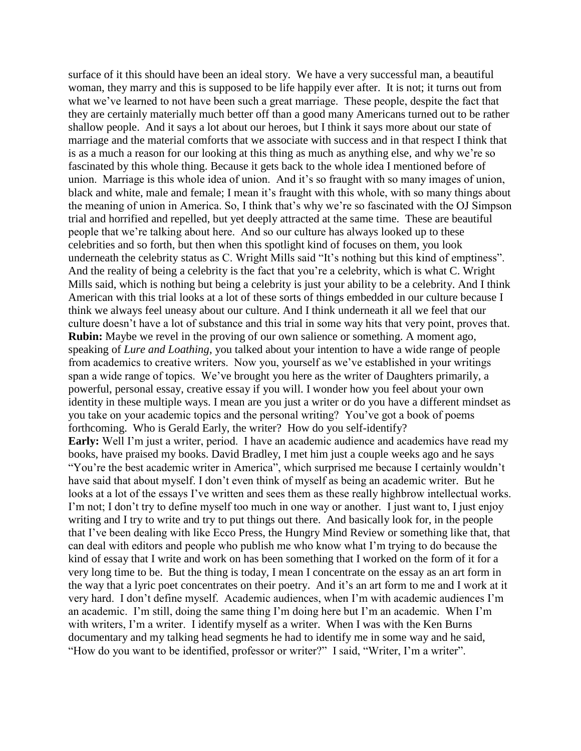surface of it this should have been an ideal story. We have a very successful man, a beautiful woman, they marry and this is supposed to be life happily ever after. It is not; it turns out from what we've learned to not have been such a great marriage. These people, despite the fact that they are certainly materially much better off than a good many Americans turned out to be rather shallow people. And it says a lot about our heroes, but I think it says more about our state of marriage and the material comforts that we associate with success and in that respect I think that is as a much a reason for our looking at this thing as much as anything else, and why we're so fascinated by this whole thing. Because it gets back to the whole idea I mentioned before of union. Marriage is this whole idea of union. And it's so fraught with so many images of union, black and white, male and female; I mean it's fraught with this whole, with so many things about the meaning of union in America. So, I think that's why we're so fascinated with the OJ Simpson trial and horrified and repelled, but yet deeply attracted at the same time. These are beautiful people that we're talking about here. And so our culture has always looked up to these celebrities and so forth, but then when this spotlight kind of focuses on them, you look underneath the celebrity status as C. Wright Mills said "It's nothing but this kind of emptiness". And the reality of being a celebrity is the fact that you're a celebrity, which is what C. Wright Mills said, which is nothing but being a celebrity is just your ability to be a celebrity. And I think American with this trial looks at a lot of these sorts of things embedded in our culture because I think we always feel uneasy about our culture. And I think underneath it all we feel that our culture doesn't have a lot of substance and this trial in some way hits that very point, proves that.

**Rubin:** Maybe we revel in the proving of our own salience or something. A moment ago, speaking of *Lure and Loathing*, you talked about your intention to have a wide range of people from academics to creative writers. Now you, yourself as we've established in your writings span a wide range of topics. We've brought you here as the writer of Daughters primarily, a powerful, personal essay, creative essay if you will. I wonder how you feel about your own identity in these multiple ways. I mean are you just a writer or do you have a different mindset as you take on your academic topics and the personal writing? You've got a book of poems forthcoming. Who is Gerald Early, the writer? How do you self-identify?

**Early:** Well I'm just a writer, period. I have an academic audience and academics have read my books, have praised my books. David Bradley, I met him just a couple weeks ago and he says "You're the best academic writer in America", which surprised me because I certainly wouldn't have said that about myself. I don't even think of myself as being an academic writer. But he looks at a lot of the essays I've written and sees them as these really highbrow intellectual works. I'm not; I don't try to define myself too much in one way or another. I just want to, I just enjoy writing and I try to write and try to put things out there. And basically look for, in the people that I've been dealing with like Ecco Press, the Hungry Mind Review or something like that, that can deal with editors and people who publish me who know what I'm trying to do because the kind of essay that I write and work on has been something that I worked on the form of it for a very long time to be. But the thing is today, I mean I concentrate on the essay as an art form in the way that a lyric poet concentrates on their poetry. And it's an art form to me and I work at it very hard. I don't define myself. Academic audiences, when I'm with academic audiences I'm an academic. I'm still, doing the same thing I'm doing here but I'm an academic. When I'm with writers, I'm a writer. I identify myself as a writer. When I was with the Ken Burns documentary and my talking head segments he had to identify me in some way and he said, "How do you want to be identified, professor or writer?" I said, "Writer, I'm a writer".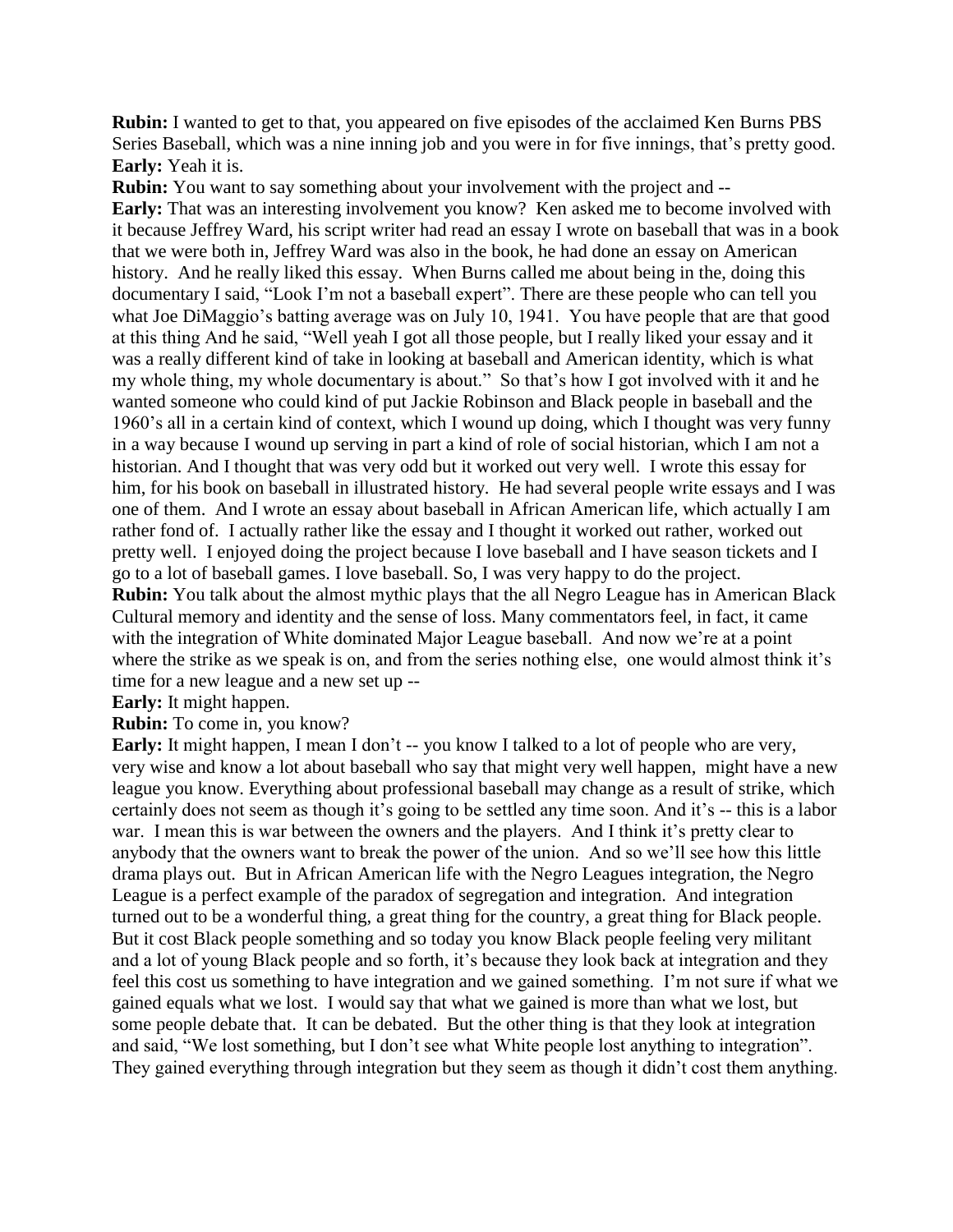**Rubin:** I wanted to get to that, you appeared on five episodes of the acclaimed Ken Burns PBS Series Baseball, which was a nine inning job and you were in for five innings, that's pretty good.
**Early:** Yeah it is.
**Rubin:** You want to say something about your involvement with the project and --
**Early:** That was an interesting involvement you know? Ken asked me to become involved with it because Jeffrey Ward, his script writer had read an essay I wrote on baseball that was in a book that we were both in, Jeffrey Ward was also in the book, he had done an essay on American history. And he really liked this essay. When Burns called me about being in the, doing this documentary I said, "Look I'm not a baseball expert". There are these people who can tell you what Joe DiMaggio's batting average was on July 10, 1941. You have people that are that good at this thing And he said, "Well yeah I got all those people, but I really liked your essay and it was a really different kind of take in looking at baseball and American identity, which is what my whole thing, my whole documentary is about." So that's how I got involved with it and he wanted someone who could kind of put Jackie Robinson and Black people in baseball and the 1960's all in a certain kind of context, which I wound up doing, which I thought was very funny in a way because I wound up serving in part a kind of role of social historian, which I am not a historian. And I thought that was very odd but it worked out very well. I wrote this essay for him, for his book on baseball in illustrated history. He had several people write essays and I was one of them. And I wrote an essay about baseball in African American life, which actually I am rather fond of. I actually rather like the essay and I thought it worked out rather, worked out pretty well. I enjoyed doing the project because I love baseball and I have season tickets and I go to a lot of baseball games. I love baseball. So, I was very happy to do the project.
**Rubin:** You talk about the almost mythic plays that the all Negro League has in American Black Cultural memory and identity and the sense of loss. Many commentators feel, in fact, it came with the integration of White dominated Major League baseball. And now we're at a point where the strike as we speak is on, and from the series nothing else, one would almost think it's time for a new league and a new set up --
**Early:** It might happen.
**Rubin:** To come in, you know?
**Early:** It might happen, I mean I don't -- you know I talked to a lot of people who are very, very wise and know a lot about baseball who say that might very well happen, might have a new league you know. Everything about professional baseball may change as a result of strike, which certainly does not seem as though it's going to be settled any time soon. And it's -- this is a labor war. I mean this is war between the owners and the players. And I think it's pretty clear to anybody that the owners want to break the power of the union. And so we'll see how this little drama plays out. But in African American life with the Negro Leagues integration, the Negro League is a perfect example of the paradox of segregation and integration. And integration turned out to be a wonderful thing, a great thing for the country, a great thing for Black people. But it cost Black people something and so today you know Black people feeling very militant and a lot of young Black people and so forth, it's because they look back at integration and they feel this cost us something to have integration and we gained something. I'm not sure if what we gained equals what we lost. I would say that what we gained is more than what we lost, but some people debate that. It can be debated. But the other thing is that they look at integration and said, "We lost something, but I don't see what White people lost anything to integration". They gained everything through integration but they seem as though it didn't cost them anything.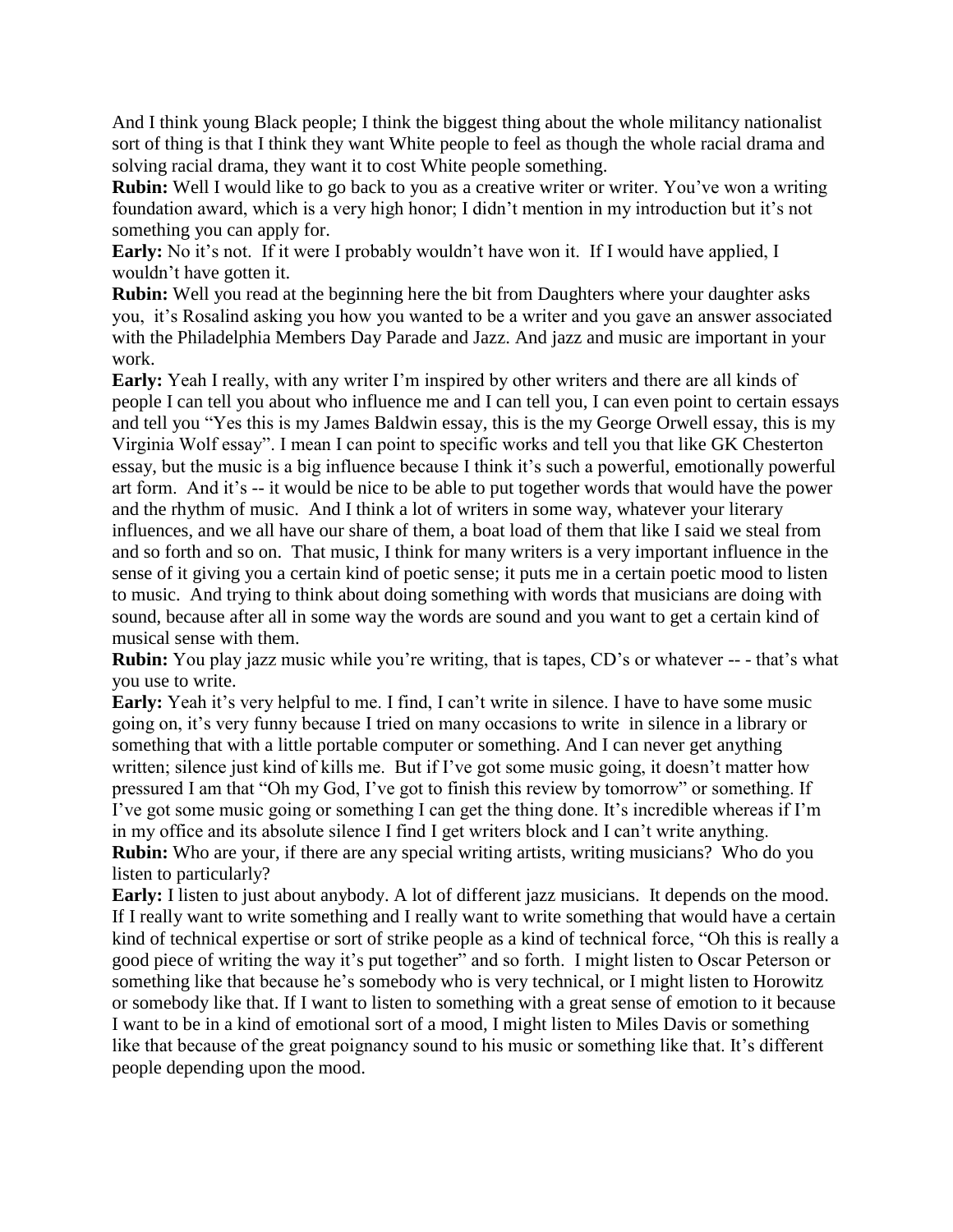And I think young Black people; I think the biggest thing about the whole militancy nationalist sort of thing is that I think they want White people to feel as though the whole racial drama and solving racial drama, they want it to cost White people something.

**Rubin:** Well I would like to go back to you as a creative writer or writer. You've won a writing foundation award, which is a very high honor; I didn't mention in my introduction but it's not something you can apply for.

**Early:** No it's not. If it were I probably wouldn't have won it. If I would have applied, I wouldn't have gotten it.

**Rubin:** Well you read at the beginning here the bit from Daughters where your daughter asks you, it's Rosalind asking you how you wanted to be a writer and you gave an answer associated with the Philadelphia Members Day Parade and Jazz. And jazz and music are important in your work.

**Early:** Yeah I really, with any writer I'm inspired by other writers and there are all kinds of people I can tell you about who influence me and I can tell you, I can even point to certain essays and tell you "Yes this is my James Baldwin essay, this is the my George Orwell essay, this is my Virginia Wolf essay". I mean I can point to specific works and tell you that like GK Chesterton essay, but the music is a big influence because I think it's such a powerful, emotionally powerful art form. And it's -- it would be nice to be able to put together words that would have the power and the rhythm of music. And I think a lot of writers in some way, whatever your literary influences, and we all have our share of them, a boat load of them that like I said we steal from and so forth and so on. That music, I think for many writers is a very important influence in the sense of it giving you a certain kind of poetic sense; it puts me in a certain poetic mood to listen to music. And trying to think about doing something with words that musicians are doing with sound, because after all in some way the words are sound and you want to get a certain kind of musical sense with them.

**Rubin:** You play jazz music while you're writing, that is tapes, CD's or whatever -- - that's what you use to write.

**Early:** Yeah it's very helpful to me. I find, I can't write in silence. I have to have some music going on, it's very funny because I tried on many occasions to write in silence in a library or something that with a little portable computer or something. And I can never get anything written; silence just kind of kills me. But if I've got some music going, it doesn't matter how pressured I am that "Oh my God, I've got to finish this review by tomorrow" or something. If I've got some music going or something I can get the thing done. It's incredible whereas if I'm in my office and its absolute silence I find I get writers block and I can't write anything.

**Rubin:** Who are your, if there are any special writing artists, writing musicians? Who do you listen to particularly?

**Early:** I listen to just about anybody. A lot of different jazz musicians. It depends on the mood. If I really want to write something and I really want to write something that would have a certain kind of technical expertise or sort of strike people as a kind of technical force, "Oh this is really a good piece of writing the way it's put together" and so forth. I might listen to Oscar Peterson or something like that because he's somebody who is very technical, or I might listen to Horowitz or somebody like that. If I want to listen to something with a great sense of emotion to it because I want to be in a kind of emotional sort of a mood, I might listen to Miles Davis or something like that because of the great poignancy sound to his music or something like that. It's different people depending upon the mood.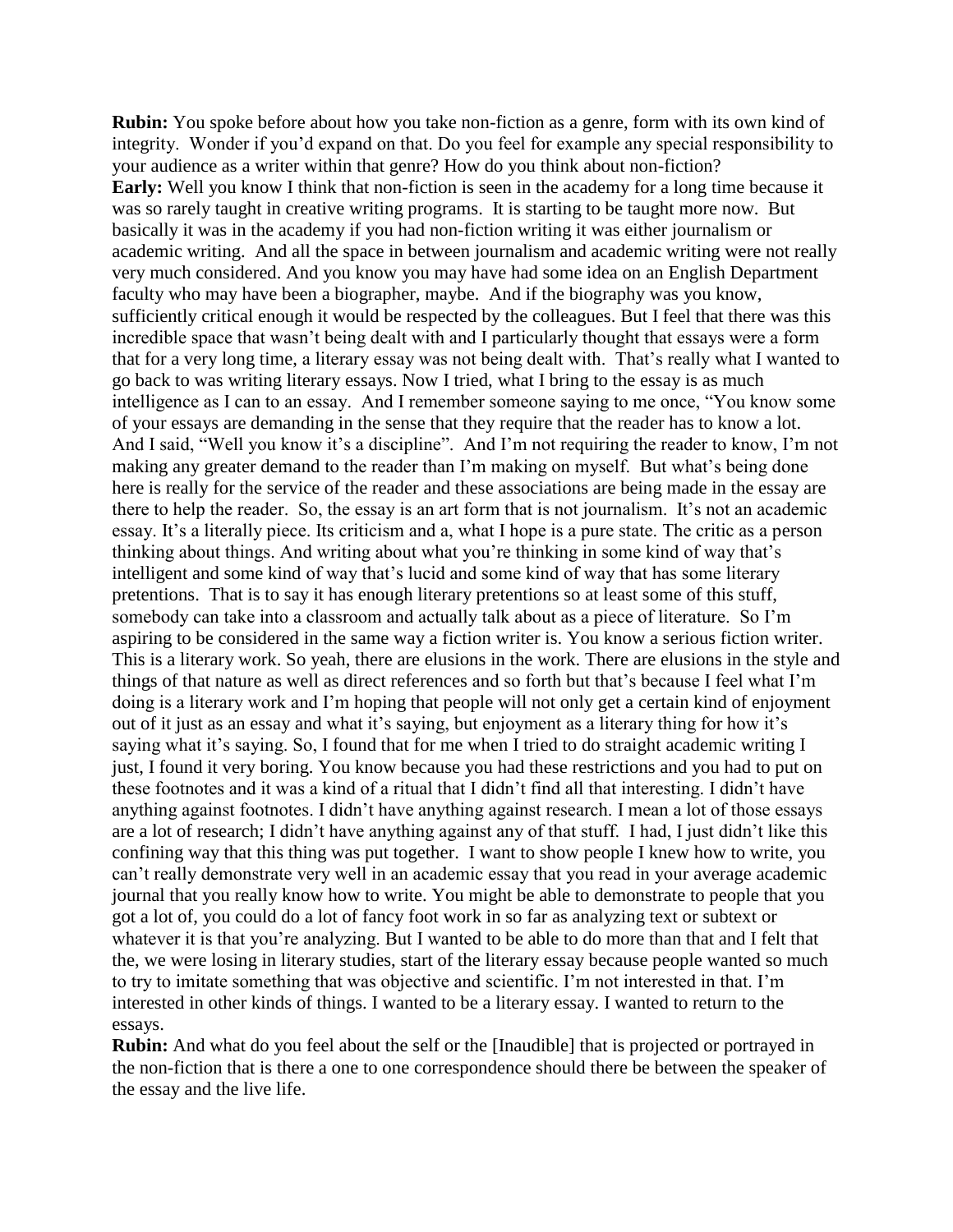**Rubin:** You spoke before about how you take non-fiction as a genre, form with its own kind of integrity. Wonder if you'd expand on that. Do you feel for example any special responsibility to your audience as a writer within that genre? How do you think about non-fiction?

**Early:** Well you know I think that non-fiction is seen in the academy for a long time because it was so rarely taught in creative writing programs. It is starting to be taught more now. But basically it was in the academy if you had non-fiction writing it was either journalism or academic writing. And all the space in between journalism and academic writing were not really very much considered. And you know you may have had some idea on an English Department faculty who may have been a biographer, maybe. And if the biography was you know, sufficiently critical enough it would be respected by the colleagues. But I feel that there was this incredible space that wasn't being dealt with and I particularly thought that essays were a form that for a very long time, a literary essay was not being dealt with. That's really what I wanted to go back to was writing literary essays. Now I tried, what I bring to the essay is as much intelligence as I can to an essay. And I remember someone saying to me once, "You know some of your essays are demanding in the sense that they require that the reader has to know a lot. And I said, "Well you know it's a discipline". And I'm not requiring the reader to know, I'm not making any greater demand to the reader than I'm making on myself. But what's being done here is really for the service of the reader and these associations are being made in the essay are there to help the reader. So, the essay is an art form that is not journalism. It's not an academic essay. It's a literally piece. Its criticism and a, what I hope is a pure state. The critic as a person thinking about things. And writing about what you're thinking in some kind of way that's intelligent and some kind of way that's lucid and some kind of way that has some literary pretentions. That is to say it has enough literary pretentions so at least some of this stuff, somebody can take into a classroom and actually talk about as a piece of literature. So I'm aspiring to be considered in the same way a fiction writer is. You know a serious fiction writer. This is a literary work. So yeah, there are elusions in the work. There are elusions in the style and things of that nature as well as direct references and so forth but that's because I feel what I'm doing is a literary work and I'm hoping that people will not only get a certain kind of enjoyment out of it just as an essay and what it's saying, but enjoyment as a literary thing for how it's saying what it's saying. So, I found that for me when I tried to do straight academic writing I just, I found it very boring. You know because you had these restrictions and you had to put on these footnotes and it was a kind of a ritual that I didn't find all that interesting. I didn't have anything against footnotes. I didn't have anything against research. I mean a lot of those essays are a lot of research; I didn't have anything against any of that stuff. I had, I just didn't like this confining way that this thing was put together. I want to show people I knew how to write, you can't really demonstrate very well in an academic essay that you read in your average academic journal that you really know how to write. You might be able to demonstrate to people that you got a lot of, you could do a lot of fancy foot work in so far as analyzing text or subtext or whatever it is that you're analyzing. But I wanted to be able to do more than that and I felt that the, we were losing in literary studies, start of the literary essay because people wanted so much to try to imitate something that was objective and scientific. I'm not interested in that. I'm interested in other kinds of things. I wanted to be a literary essay. I wanted to return to the essays.

**Rubin:** And what do you feel about the self or the [Inaudible] that is projected or portrayed in the non-fiction that is there a one to one correspondence should there be between the speaker of the essay and the live life.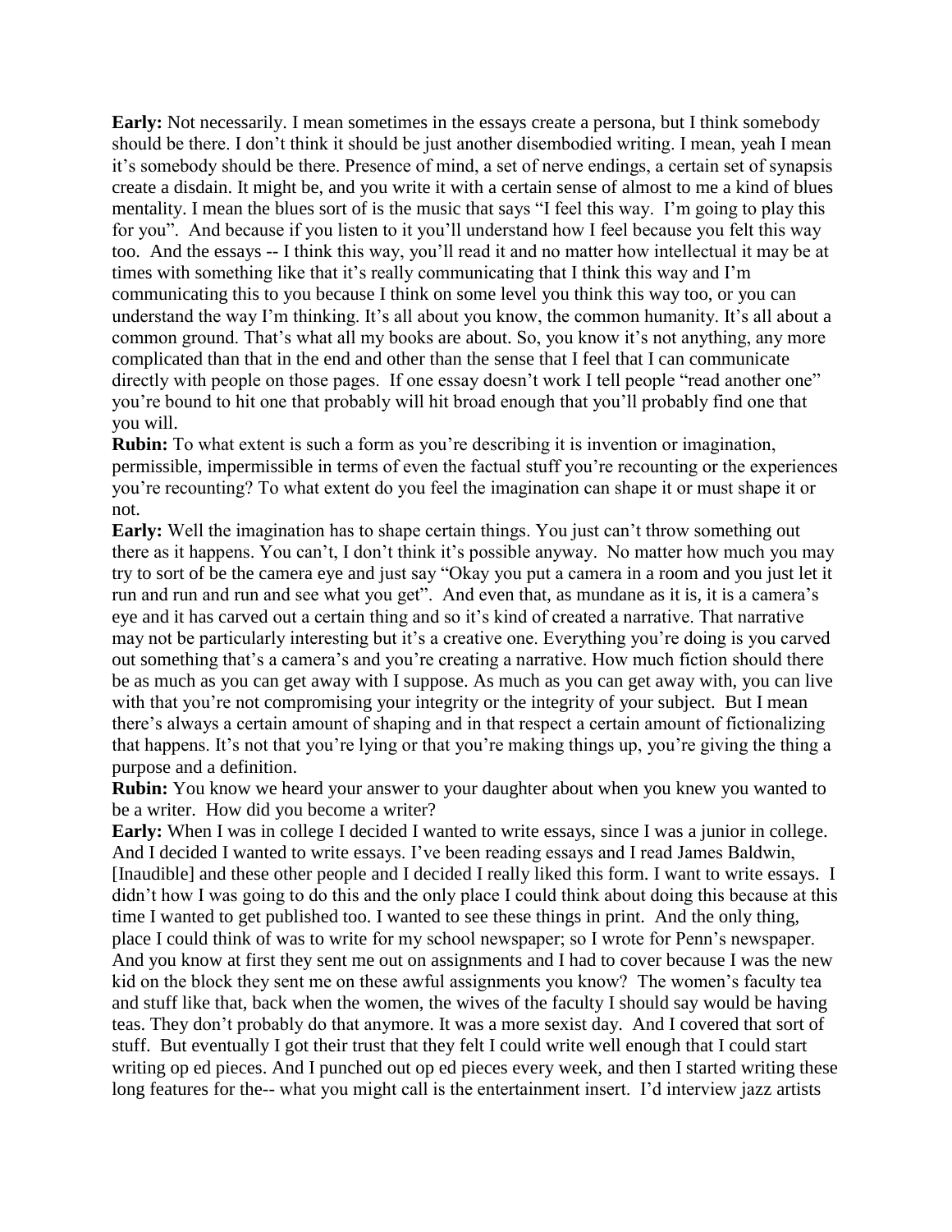**Early:** Not necessarily. I mean sometimes in the essays create a persona, but I think somebody should be there. I don't think it should be just another disembodied writing. I mean, yeah I mean it's somebody should be there. Presence of mind, a set of nerve endings, a certain set of synapsis create a disdain. It might be, and you write it with a certain sense of almost to me a kind of blues mentality. I mean the blues sort of is the music that says "I feel this way. I'm going to play this for you". And because if you listen to it you'll understand how I feel because you felt this way too. And the essays -- I think this way, you'll read it and no matter how intellectual it may be at times with something like that it's really communicating that I think this way and I'm communicating this to you because I think on some level you think this way too, or you can understand the way I'm thinking. It's all about you know, the common humanity. It's all about a common ground. That's what all my books are about. So, you know it's not anything, any more complicated than that in the end and other than the sense that I feel that I can communicate directly with people on those pages. If one essay doesn't work I tell people "read another one" you're bound to hit one that probably will hit broad enough that you'll probably find one that you will.

**Rubin:** To what extent is such a form as you're describing it is invention or imagination, permissible, impermissible in terms of even the factual stuff you're recounting or the experiences you're recounting? To what extent do you feel the imagination can shape it or must shape it or not.

**Early:** Well the imagination has to shape certain things. You just can't throw something out there as it happens. You can't, I don't think it's possible anyway. No matter how much you may try to sort of be the camera eye and just say "Okay you put a camera in a room and you just let it run and run and run and see what you get". And even that, as mundane as it is, it is a camera's eye and it has carved out a certain thing and so it's kind of created a narrative. That narrative may not be particularly interesting but it's a creative one. Everything you're doing is you carved out something that's a camera's and you're creating a narrative. How much fiction should there be as much as you can get away with I suppose. As much as you can get away with, you can live with that you're not compromising your integrity or the integrity of your subject. But I mean there's always a certain amount of shaping and in that respect a certain amount of fictionalizing that happens. It's not that you're lying or that you're making things up, you're giving the thing a purpose and a definition.

**Rubin:** You know we heard your answer to your daughter about when you knew you wanted to be a writer. How did you become a writer?

**Early:** When I was in college I decided I wanted to write essays, since I was a junior in college. And I decided I wanted to write essays. I've been reading essays and I read James Baldwin, [Inaudible] and these other people and I decided I really liked this form. I want to write essays. I didn't how I was going to do this and the only place I could think about doing this because at this time I wanted to get published too. I wanted to see these things in print. And the only thing, place I could think of was to write for my school newspaper; so I wrote for Penn's newspaper. And you know at first they sent me out on assignments and I had to cover because I was the new kid on the block they sent me on these awful assignments you know? The women's faculty tea and stuff like that, back when the women, the wives of the faculty I should say would be having teas. They don't probably do that anymore. It was a more sexist day. And I covered that sort of stuff. But eventually I got their trust that they felt I could write well enough that I could start writing op ed pieces. And I punched out op ed pieces every week, and then I started writing these long features for the-- what you might call is the entertainment insert. I'd interview jazz artists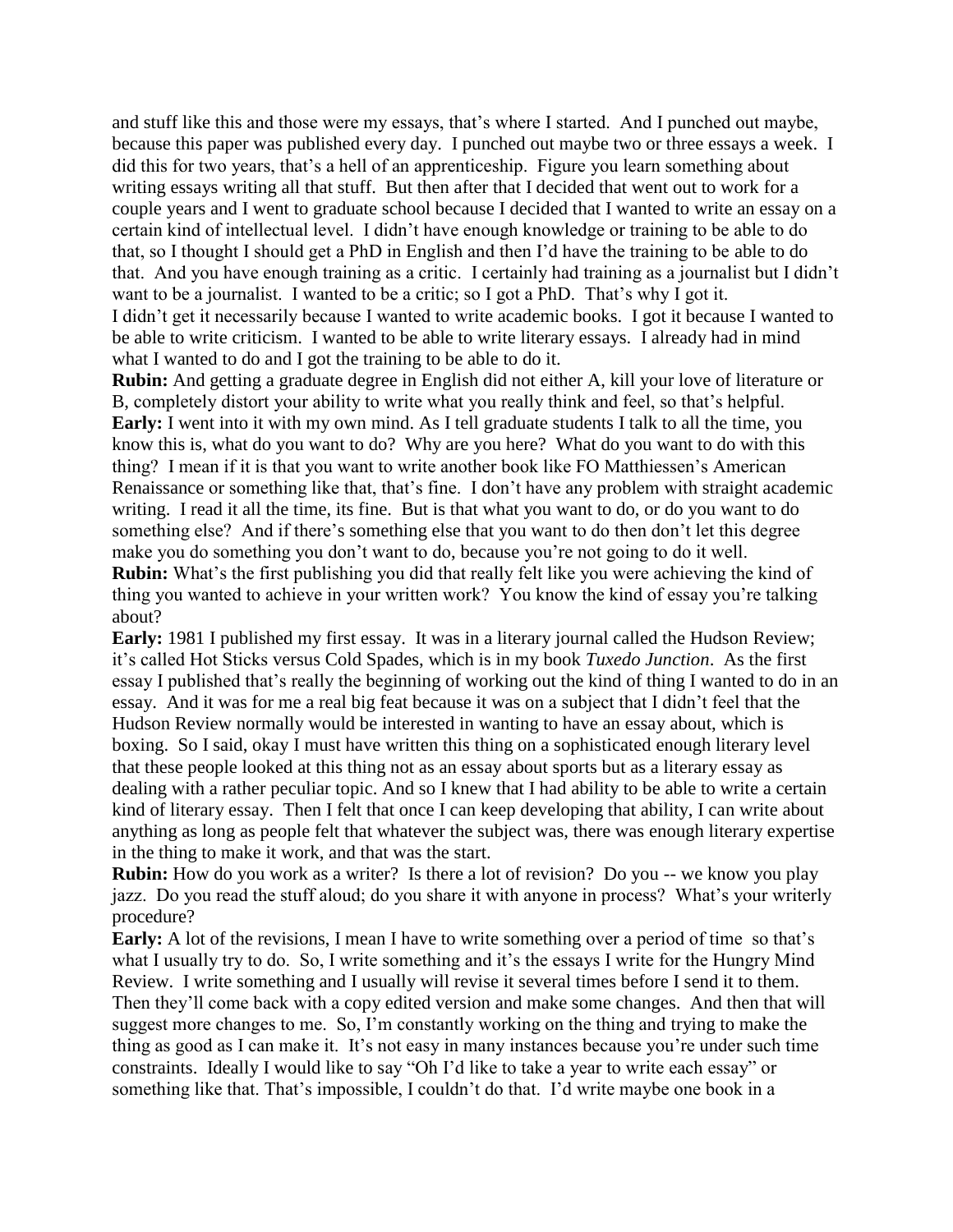and stuff like this and those were my essays, that's where I started. And I punched out maybe, because this paper was published every day. I punched out maybe two or three essays a week. I did this for two years, that's a hell of an apprenticeship. Figure you learn something about writing essays writing all that stuff. But then after that I decided that went out to work for a couple years and I went to graduate school because I decided that I wanted to write an essay on a certain kind of intellectual level. I didn't have enough knowledge or training to be able to do that, so I thought I should get a PhD in English and then I'd have the training to be able to do that. And you have enough training as a critic. I certainly had training as a journalist but I didn't want to be a journalist. I wanted to be a critic; so I got a PhD. That's why I got it.
I didn't get it necessarily because I wanted to write academic books. I got it because I wanted to be able to write criticism. I wanted to be able to write literary essays. I already had in mind what I wanted to do and I got the training to be able to do it.

**Rubin:** And getting a graduate degree in English did not either A, kill your love of literature or B, completely distort your ability to write what you really think and feel, so that's helpful.

**Early:** I went into it with my own mind. As I tell graduate students I talk to all the time, you know this is, what do you want to do? Why are you here? What do you want to do with this thing? I mean if it is that you want to write another book like FO Matthiessen's American Renaissance or something like that, that's fine. I don't have any problem with straight academic writing. I read it all the time, its fine. But is that what you want to do, or do you want to do something else? And if there's something else that you want to do then don't let this degree make you do something you don't want to do, because you're not going to do it well.

**Rubin:** What's the first publishing you did that really felt like you were achieving the kind of thing you wanted to achieve in your written work? You know the kind of essay you're talking about?

**Early:** 1981 I published my first essay. It was in a literary journal called the Hudson Review; it's called Hot Sticks versus Cold Spades, which is in my book *Tuxedo Junction*. As the first essay I published that's really the beginning of working out the kind of thing I wanted to do in an essay. And it was for me a real big feat because it was on a subject that I didn't feel that the Hudson Review normally would be interested in wanting to have an essay about, which is boxing. So I said, okay I must have written this thing on a sophisticated enough literary level that these people looked at this thing not as an essay about sports but as a literary essay as dealing with a rather peculiar topic. And so I knew that I had ability to be able to write a certain kind of literary essay. Then I felt that once I can keep developing that ability, I can write about anything as long as people felt that whatever the subject was, there was enough literary expertise in the thing to make it work, and that was the start.

**Rubin:** How do you work as a writer? Is there a lot of revision? Do you -- we know you play jazz. Do you read the stuff aloud; do you share it with anyone in process? What's your writerly procedure?

**Early:** A lot of the revisions, I mean I have to write something over a period of time so that's what I usually try to do. So, I write something and it's the essays I write for the Hungry Mind Review. I write something and I usually will revise it several times before I send it to them. Then they'll come back with a copy edited version and make some changes. And then that will suggest more changes to me. So, I'm constantly working on the thing and trying to make the thing as good as I can make it. It's not easy in many instances because you're under such time constraints. Ideally I would like to say "Oh I'd like to take a year to write each essay" or something like that. That's impossible, I couldn't do that. I'd write maybe one book in a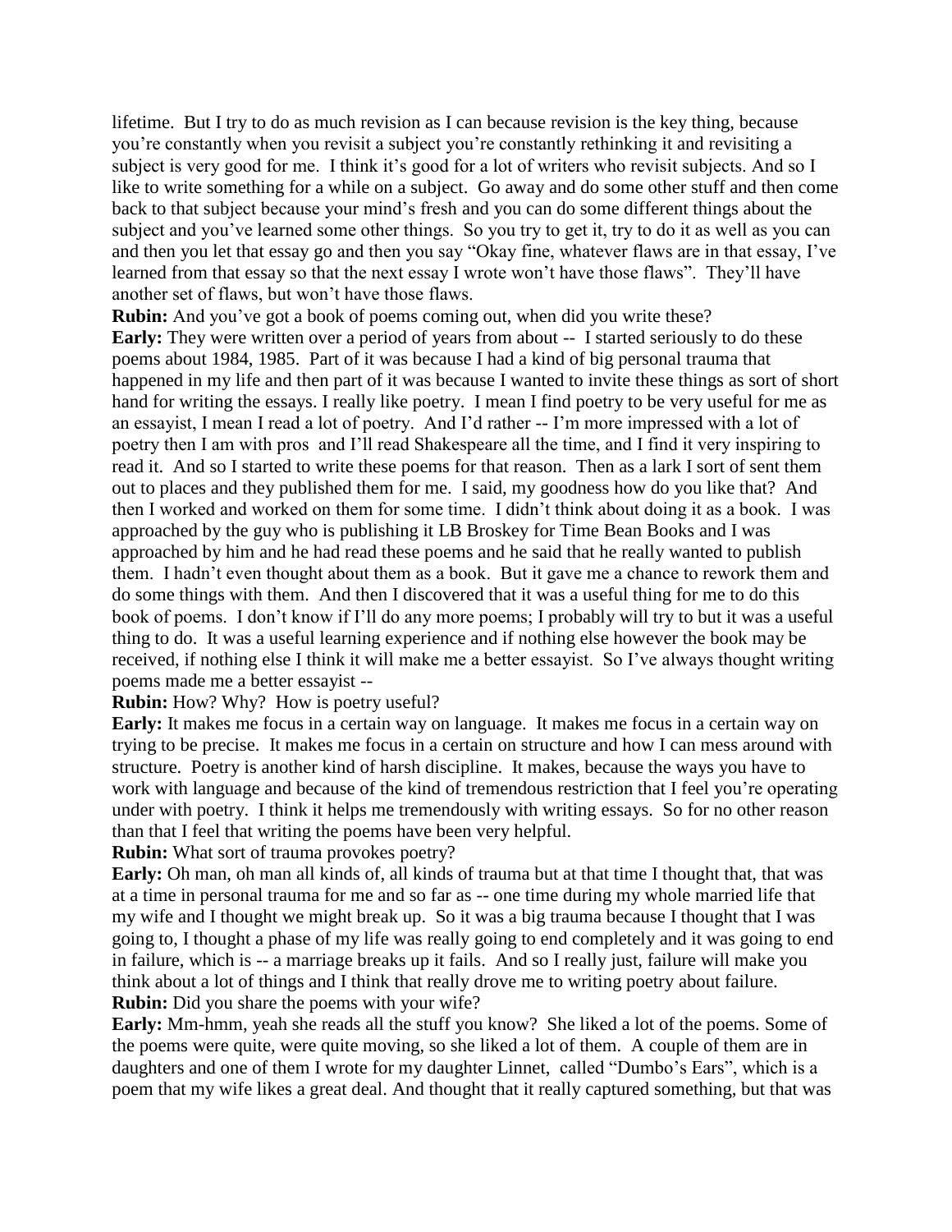lifetime. But I try to do as much revision as I can because revision is the key thing, because you're constantly when you revisit a subject you're constantly rethinking it and revisiting a subject is very good for me. I think it's good for a lot of writers who revisit subjects. And so I like to write something for a while on a subject. Go away and do some other stuff and then come back to that subject because your mind's fresh and you can do some different things about the subject and you've learned some other things. So you try to get it, try to do it as well as you can and then you let that essay go and then you say "Okay fine, whatever flaws are in that essay, I've learned from that essay so that the next essay I wrote won't have those flaws". They'll have another set of flaws, but won't have those flaws.

**Rubin:** And you've got a book of poems coming out, when did you write these?

**Early:** They were written over a period of years from about -- I started seriously to do these poems about 1984, 1985. Part of it was because I had a kind of big personal trauma that happened in my life and then part of it was because I wanted to invite these things as sort of short hand for writing the essays. I really like poetry. I mean I find poetry to be very useful for me as an essayist, I mean I read a lot of poetry. And I'd rather -- I'm more impressed with a lot of poetry then I am with pros and I'll read Shakespeare all the time, and I find it very inspiring to read it. And so I started to write these poems for that reason. Then as a lark I sort of sent them out to places and they published them for me. I said, my goodness how do you like that? And then I worked and worked on them for some time. I didn't think about doing it as a book. I was approached by the guy who is publishing it LB Broskey for Time Bean Books and I was approached by him and he had read these poems and he said that he really wanted to publish them. I hadn't even thought about them as a book. But it gave me a chance to rework them and do some things with them. And then I discovered that it was a useful thing for me to do this book of poems. I don't know if I'll do any more poems; I probably will try to but it was a useful thing to do. It was a useful learning experience and if nothing else however the book may be received, if nothing else I think it will make me a better essayist. So I've always thought writing poems made me a better essayist --

**Rubin:** How? Why? How is poetry useful?

**Early:** It makes me focus in a certain way on language. It makes me focus in a certain way on trying to be precise. It makes me focus in a certain on structure and how I can mess around with structure. Poetry is another kind of harsh discipline. It makes, because the ways you have to work with language and because of the kind of tremendous restriction that I feel you're operating under with poetry. I think it helps me tremendously with writing essays. So for no other reason than that I feel that writing the poems have been very helpful.

**Rubin:** What sort of trauma provokes poetry?

**Early:** Oh man, oh man all kinds of, all kinds of trauma but at that time I thought that, that was at a time in personal trauma for me and so far as -- one time during my whole married life that my wife and I thought we might break up. So it was a big trauma because I thought that I was going to, I thought a phase of my life was really going to end completely and it was going to end in failure, which is -- a marriage breaks up it fails. And so I really just, failure will make you think about a lot of things and I think that really drove me to writing poetry about failure.

**Rubin:** Did you share the poems with your wife?

**Early:** Mm-hmm, yeah she reads all the stuff you know? She liked a lot of the poems. Some of the poems were quite, were quite moving, so she liked a lot of them. A couple of them are in daughters and one of them I wrote for my daughter Linnet, called "Dumbo's Ears", which is a poem that my wife likes a great deal. And thought that it really captured something, but that was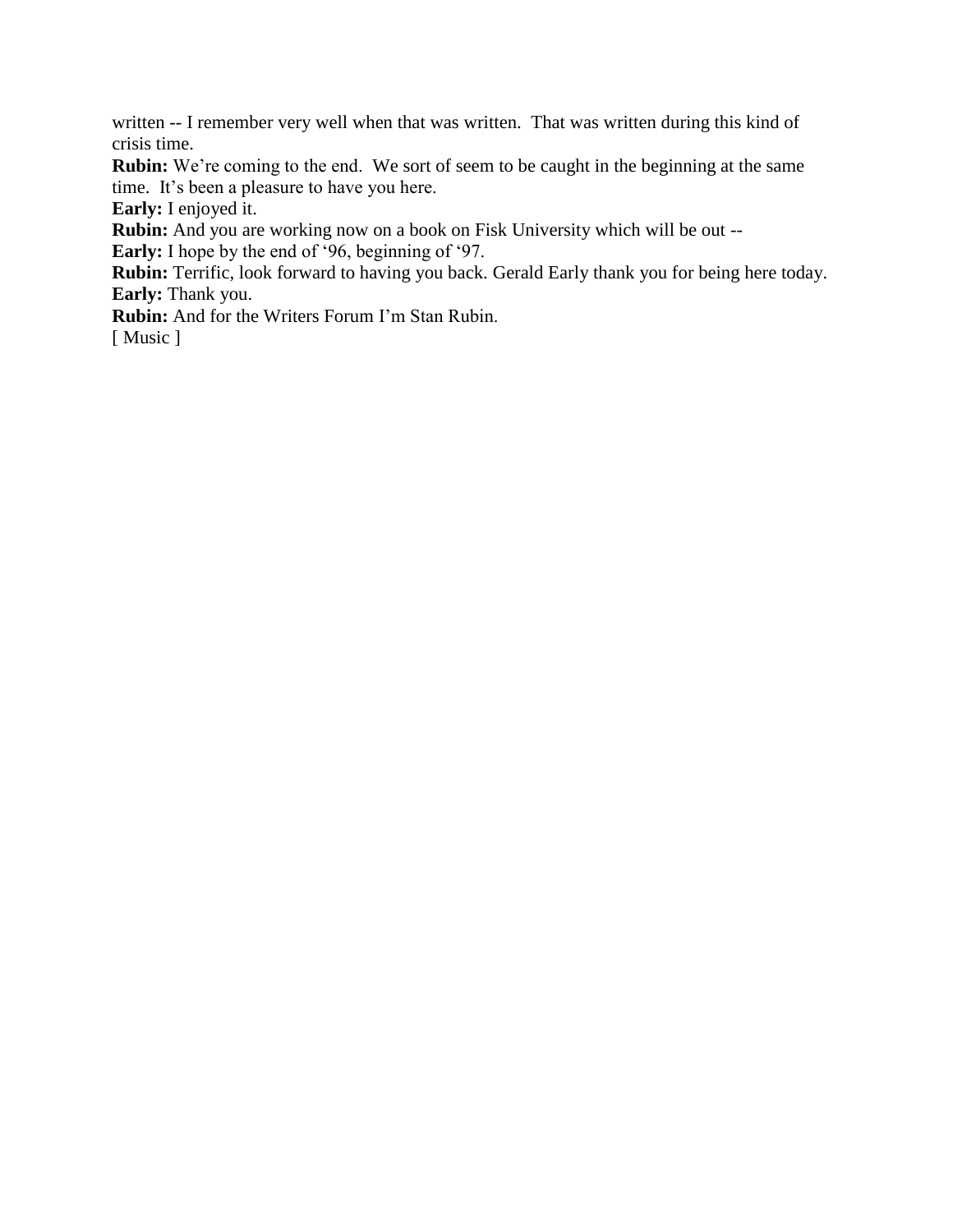written -- I remember very well when that was written.  That was written during this kind of crisis time.

**Rubin:** We're coming to the end.  We sort of seem to be caught in the beginning at the same time.  It's been a pleasure to have you here.

**Early:** I enjoyed it.

**Rubin:** And you are working now on a book on Fisk University which will be out --

**Early:** I hope by the end of '96, beginning of '97.

**Rubin:** Terrific, look forward to having you back. Gerald Early thank you for being here today.

**Early:** Thank you.

**Rubin:** And for the Writers Forum I'm Stan Rubin.

[ Music ]